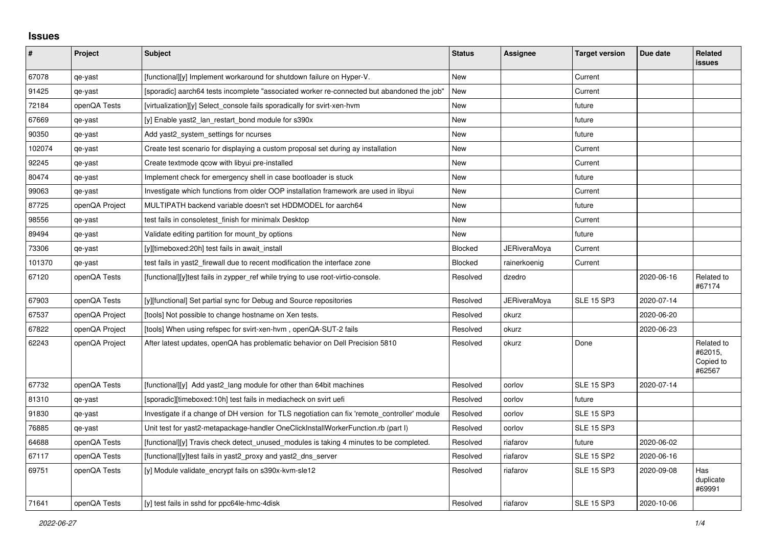# Issues

| # | Project | Subject | Status | Assignee | Target version | Due date | Related issues |
|---|---|---|---|---|---|---|---|
| 67078 | qe-yast | [functional][y] Implement workaround for shutdown failure on Hyper-V. | New | | Current | | |
| 91425 | qe-yast | [sporadic] aarch64 tests incomplete "associated worker re-connected but abandoned the job" | New | | Current | | |
| 72184 | openQA Tests | [virtualization][y] Select_console fails sporadically for svirt-xen-hvm | New | | future | | |
| 67669 | qe-yast | [y] Enable yast2_lan_restart_bond module for s390x | New | | future | | |
| 90350 | qe-yast | Add yast2_system_settings for ncurses | New | | future | | |
| 102074 | qe-yast | Create test scenario for displaying a custom proposal set during ay installation | New | | Current | | |
| 92245 | qe-yast | Create textmode qcow with libyui pre-installed | New | | Current | | |
| 80474 | qe-yast | Implement check for emergency shell in case bootloader is stuck | New | | future | | |
| 99063 | qe-yast | Investigate which functions from older OOP installation framework are used in libyui | New | | Current | | |
| 87725 | openQA Project | MULTIPATH backend variable doesn't set HDDMODEL for aarch64 | New | | future | | |
| 98556 | qe-yast | test fails in consoletest_finish for minimalx Desktop | New | | Current | | |
| 89494 | qe-yast | Validate editing partition for mount_by options | New | | future | | |
| 73306 | qe-yast | [y][timeboxed:20h] test fails in await_install | Blocked | JERiveraMoya | Current | | |
| 101370 | qe-yast | test fails in yast2_firewall due to recent modification the interface zone | Blocked | rainerkoenig | Current | | |
| 67120 | openQA Tests | [functional][y]test fails in zypper_ref while trying to use root-virtio-console. | Resolved | dzedro | | 2020-06-16 | Related to #67174 |
| 67903 | openQA Tests | [y][functional] Set partial sync for Debug and Source repositories | Resolved | JERiveraMoya | SLE 15 SP3 | 2020-07-14 | |
| 67537 | openQA Project | [tools] Not possible to change hostname on Xen tests. | Resolved | okurz | | 2020-06-20 | |
| 67822 | openQA Project | [tools] When using refspec for svirt-xen-hvm , openQA-SUT-2 fails | Resolved | okurz | | 2020-06-23 | |
| 62243 | openQA Project | After latest updates, openQA has problematic behavior on Dell Precision 5810 | Resolved | okurz | Done | | Related to #62015, Copied to #62567 |
| 67732 | openQA Tests | [functional][y] Add yast2_lang module for other than 64bit machines | Resolved | oorlov | SLE 15 SP3 | 2020-07-14 | |
| 81310 | qe-yast | [sporadic][timeboxed:10h] test fails in mediacheck on svirt uefi | Resolved | oorlov | future | | |
| 91830 | qe-yast | Investigate if a change of DH version for TLS negotiation can fix 'remote_controller' module | Resolved | oorlov | SLE 15 SP3 | | |
| 76885 | qe-yast | Unit test for yast2-metapackage-handler OneClickInstallWorkerFunction.rb (part I) | Resolved | oorlov | SLE 15 SP3 | | |
| 64688 | openQA Tests | [functional][y] Travis check detect_unused_modules is taking 4 minutes to be completed. | Resolved | riafarov | future | 2020-06-02 | |
| 67117 | openQA Tests | [functional][y]test fails in yast2_proxy and yast2_dns_server | Resolved | riafarov | SLE 15 SP2 | 2020-06-16 | |
| 69751 | openQA Tests | [y] Module validate_encrypt fails on s390x-kvm-sle12 | Resolved | riafarov | SLE 15 SP3 | 2020-09-08 | Has duplicate #69991 |
| 71641 | openQA Tests | [y] test fails in sshd for ppc64le-hmc-4disk | Resolved | riafarov | SLE 15 SP3 | 2020-10-06 | |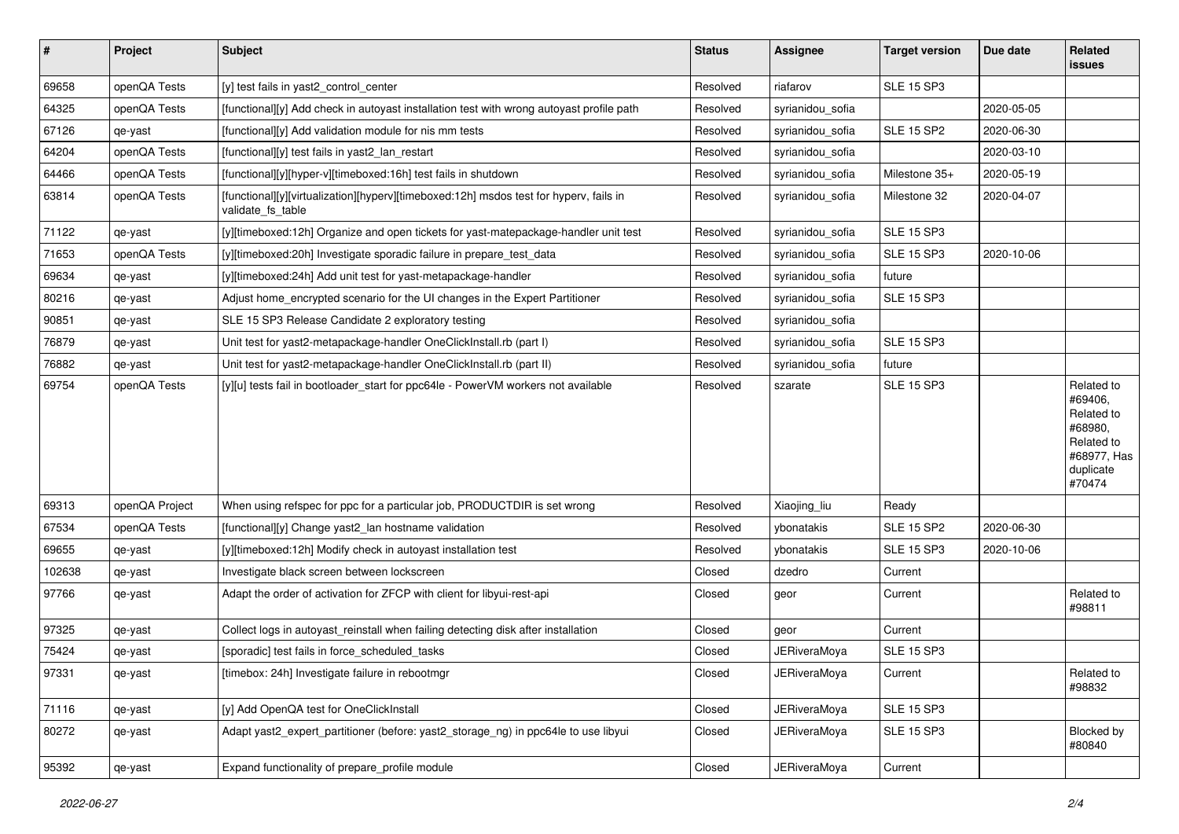| # | Project | Subject | Status | Assignee | Target version | Due date | Related issues |
|---|---|---|---|---|---|---|---|
| 69658 | openQA Tests | [y] test fails in yast2_control_center | Resolved | riafarov | SLE 15 SP3 | | |
| 64325 | openQA Tests | [functional][y] Add check in autoyast installation test with wrong autoyast profile path | Resolved | syrianidou_sofia | | 2020-05-05 | |
| 67126 | qe-yast | [functional][y] Add validation module for nis mm tests | Resolved | syrianidou_sofia | SLE 15 SP2 | 2020-06-30 | |
| 64204 | openQA Tests | [functional][y] test fails in yast2_lan_restart | Resolved | syrianidou_sofia | | 2020-03-10 | |
| 64466 | openQA Tests | [functional][y][hyper-v][timeboxed:16h] test fails in shutdown | Resolved | syrianidou_sofia | Milestone 35+ | 2020-05-19 | |
| 63814 | openQA Tests | [functional][y][virtualization][hyperv][timeboxed:12h] msdos test for hyperv, fails in validate_fs_table | Resolved | syrianidou_sofia | Milestone 32 | 2020-04-07 | |
| 71122 | qe-yast | [y][timeboxed:12h] Organize and open tickets for yast-matepackage-handler unit test | Resolved | syrianidou_sofia | SLE 15 SP3 | | |
| 71653 | openQA Tests | [y][timeboxed:20h] Investigate sporadic failure in prepare_test_data | Resolved | syrianidou_sofia | SLE 15 SP3 | 2020-10-06 | |
| 69634 | qe-yast | [y][timeboxed:24h] Add unit test for yast-metapackage-handler | Resolved | syrianidou_sofia | future | | |
| 80216 | qe-yast | Adjust home_encrypted scenario for the UI changes in the Expert Partitioner | Resolved | syrianidou_sofia | SLE 15 SP3 | | |
| 90851 | qe-yast | SLE 15 SP3 Release Candidate 2 exploratory testing | Resolved | syrianidou_sofia | | | |
| 76879 | qe-yast | Unit test for yast2-metapackage-handler OneClickInstall.rb (part I) | Resolved | syrianidou_sofia | SLE 15 SP3 | | |
| 76882 | qe-yast | Unit test for yast2-metapackage-handler OneClickInstall.rb (part II) | Resolved | syrianidou_sofia | future | | |
| 69754 | openQA Tests | [y][u] tests fail in bootloader_start for ppc64le - PowerVM workers not available | Resolved | szarate | SLE 15 SP3 | | Related to #69406, Related to #68980, Related to #68977, Has duplicate #70474 |
| 69313 | openQA Project | When using refspec for ppc for a particular job, PRODUCTDIR is set wrong | Resolved | Xiaojing_liu | Ready | | |
| 67534 | openQA Tests | [functional][y] Change yast2_lan hostname validation | Resolved | ybonatakis | SLE 15 SP2 | 2020-06-30 | |
| 69655 | qe-yast | [y][timeboxed:12h] Modify check in autoyast installation test | Resolved | ybonatakis | SLE 15 SP3 | 2020-10-06 | |
| 102638 | qe-yast | Investigate black screen between lockscreen | Closed | dzedro | Current | | |
| 97766 | qe-yast | Adapt the order of activation for ZFCP with client for libyui-rest-api | Closed | geor | Current | | Related to #98811 |
| 97325 | qe-yast | Collect logs in autoyast_reinstall when failing detecting disk after installation | Closed | geor | Current | | |
| 75424 | qe-yast | [sporadic] test fails in force_scheduled_tasks | Closed | JERiveraMoya | SLE 15 SP3 | | |
| 97331 | qe-yast | [timebox: 24h] Investigate failure in rebootmgr | Closed | JERiveraMoya | Current | | Related to #98832 |
| 71116 | qe-yast | [y] Add OpenQA test for OneClickInstall | Closed | JERiveraMoya | SLE 15 SP3 | | |
| 80272 | qe-yast | Adapt yast2_expert_partitioner (before: yast2_storage_ng) in ppc64le to use libyui | Closed | JERiveraMoya | SLE 15 SP3 | | Blocked by #80840 |
| 95392 | qe-yast | Expand functionality of prepare_profile module | Closed | JERiveraMoya | Current | | |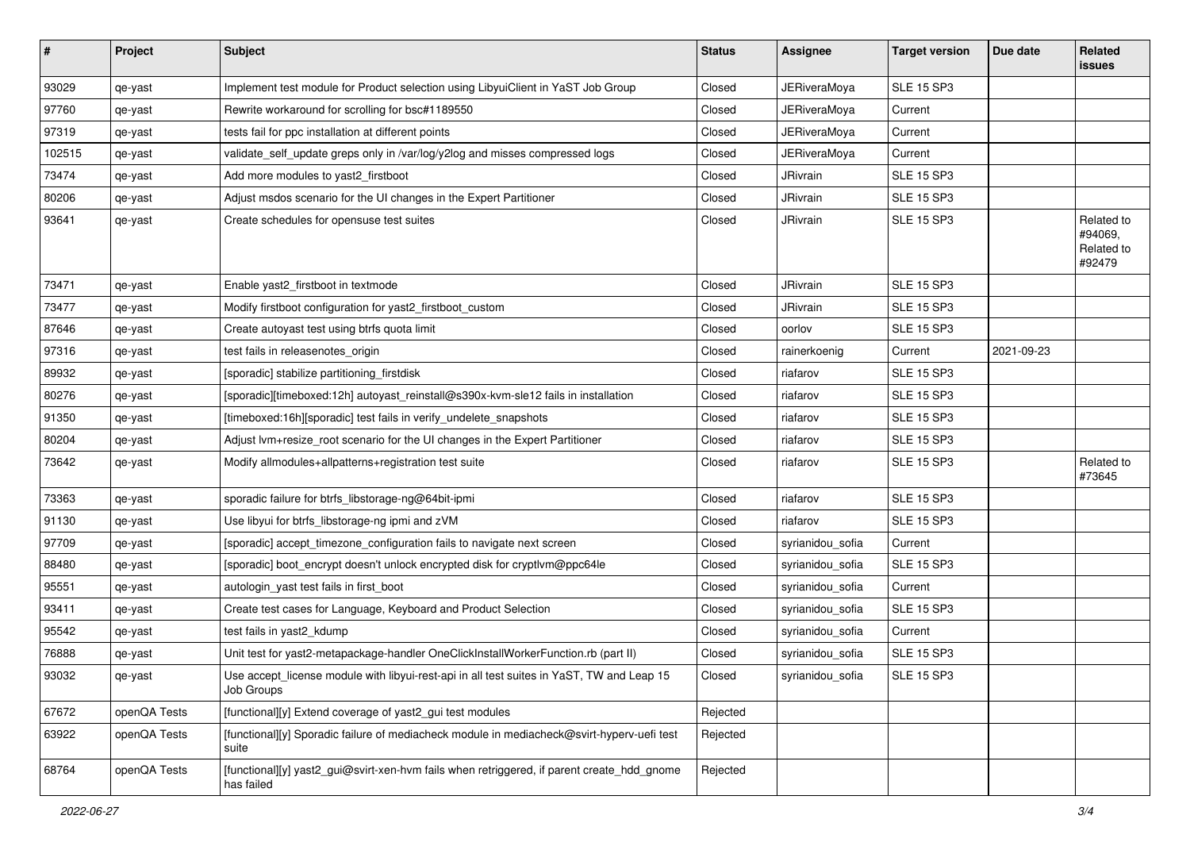| # | Project | Subject | Status | Assignee | Target version | Due date | Related issues |
|---|---|---|---|---|---|---|---|
| 93029 | qe-yast | Implement test module for Product selection using LibyuiClient in YaST Job Group | Closed | JERiveraMoya | SLE 15 SP3 | | |
| 97760 | qe-yast | Rewrite workaround for scrolling for bsc#1189550 | Closed | JERiveraMoya | Current | | |
| 97319 | qe-yast | tests fail for ppc installation at different points | Closed | JERiveraMoya | Current | | |
| 102515 | qe-yast | validate_self_update greps only in /var/log/y2log and misses compressed logs | Closed | JERiveraMoya | Current | | |
| 73474 | qe-yast | Add more modules to yast2_firstboot | Closed | JRivrain | SLE 15 SP3 | | |
| 80206 | qe-yast | Adjust msdos scenario for the UI changes in the Expert Partitioner | Closed | JRivrain | SLE 15 SP3 | | |
| 93641 | qe-yast | Create schedules for opensuse test suites | Closed | JRivrain | SLE 15 SP3 | | Related to #94069, Related to #92479 |
| 73471 | qe-yast | Enable yast2_firstboot in textmode | Closed | JRivrain | SLE 15 SP3 | | |
| 73477 | qe-yast | Modify firstboot configuration for yast2_firstboot_custom | Closed | JRivrain | SLE 15 SP3 | | |
| 87646 | qe-yast | Create autoyast test using btrfs quota limit | Closed | oorlov | SLE 15 SP3 | | |
| 97316 | qe-yast | test fails in releasenotes_origin | Closed | rainerkoenig | Current | 2021-09-23 | |
| 89932 | qe-yast | [sporadic] stabilize partitioning_firstdisk | Closed | riafarov | SLE 15 SP3 | | |
| 80276 | qe-yast | [sporadic][timeboxed:12h] autoyast_reinstall@s390x-kvm-sle12 fails in installation | Closed | riafarov | SLE 15 SP3 | | |
| 91350 | qe-yast | [timeboxed:16h][sporadic] test fails in verify_undelete_snapshots | Closed | riafarov | SLE 15 SP3 | | |
| 80204 | qe-yast | Adjust lvm+resize_root scenario for the UI changes in the Expert Partitioner | Closed | riafarov | SLE 15 SP3 | | |
| 73642 | qe-yast | Modify allmodules+allpatterns+registration test suite | Closed | riafarov | SLE 15 SP3 | | Related to #73645 |
| 73363 | qe-yast | sporadic failure for btrfs_libstorage-ng@64bit-ipmi | Closed | riafarov | SLE 15 SP3 | | |
| 91130 | qe-yast | Use libyui for btrfs_libstorage-ng ipmi and zVM | Closed | riafarov | SLE 15 SP3 | | |
| 97709 | qe-yast | [sporadic] accept_timezone_configuration fails to navigate next screen | Closed | syrianidou_sofia | Current | | |
| 88480 | qe-yast | [sporadic] boot_encrypt doesn't unlock encrypted disk for cryptlvm@ppc64le | Closed | syrianidou_sofia | SLE 15 SP3 | | |
| 95551 | qe-yast | autologin_yast test fails in first_boot | Closed | syrianidou_sofia | Current | | |
| 93411 | qe-yast | Create test cases for Language, Keyboard and Product Selection | Closed | syrianidou_sofia | SLE 15 SP3 | | |
| 95542 | qe-yast | test fails in yast2_kdump | Closed | syrianidou_sofia | Current | | |
| 76888 | qe-yast | Unit test for yast2-metapackage-handler OneClickInstallWorkerFunction.rb (part II) | Closed | syrianidou_sofia | SLE 15 SP3 | | |
| 93032 | qe-yast | Use accept_license module with libyui-rest-api in all test suites in YaST, TW and Leap 15 Job Groups | Closed | syrianidou_sofia | SLE 15 SP3 | | |
| 67672 | openQA Tests | [functional][y] Extend coverage of yast2_gui test modules | Rejected | | | | |
| 63922 | openQA Tests | [functional][y] Sporadic failure of mediacheck module in mediacheck@svirt-hyperv-uefi test suite | Rejected | | | | |
| 68764 | openQA Tests | [functional][y] yast2_gui@svirt-xen-hvm fails when retriggered, if parent create_hdd_gnome has failed | Rejected | | | | |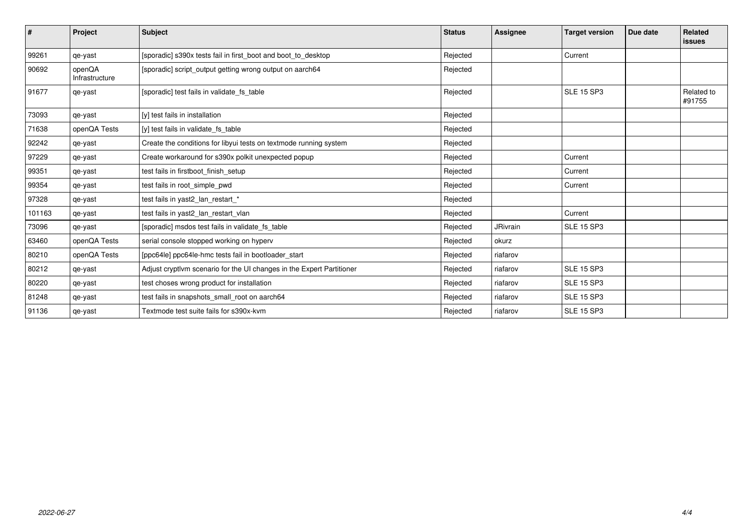| # | Project | Subject | Status | Assignee | Target version | Due date | Related issues |
|---|---|---|---|---|---|---|---|
| 99261 | qe-yast | [sporadic] s390x tests fail in first_boot and boot_to_desktop | Rejected | | Current | | |
| 90692 | openQA Infrastructure | [sporadic] script_output getting wrong output on aarch64 | Rejected | | | | |
| 91677 | qe-yast | [sporadic] test fails in validate_fs_table | Rejected | | SLE 15 SP3 | | Related to #91755 |
| 73093 | qe-yast | [y] test fails in installation | Rejected | | | | |
| 71638 | openQA Tests | [y] test fails in validate_fs_table | Rejected | | | | |
| 92242 | qe-yast | Create the conditions for libyui tests on textmode running system | Rejected | | | | |
| 97229 | qe-yast | Create workaround for s390x polkit unexpected popup | Rejected | | Current | | |
| 99351 | qe-yast | test fails in firstboot_finish_setup | Rejected | | Current | | |
| 99354 | qe-yast | test fails in root_simple_pwd | Rejected | | Current | | |
| 97328 | qe-yast | test fails in yast2_lan_restart_* | Rejected | | | | |
| 101163 | qe-yast | test fails in yast2_lan_restart_vlan | Rejected | | Current | | |
| 73096 | qe-yast | [sporadic] msdos test fails in validate_fs_table | Rejected | JRivrain | SLE 15 SP3 | | |
| 63460 | openQA Tests | serial console stopped working on hyperv | Rejected | okurz | | | |
| 80210 | openQA Tests | [ppc64le] ppc64le-hmc tests fail in bootloader_start | Rejected | riafarov | | | |
| 80212 | qe-yast | Adjust cryptlvm scenario for the UI changes in the Expert Partitioner | Rejected | riafarov | SLE 15 SP3 | | |
| 80220 | qe-yast | test choses wrong product for installation | Rejected | riafarov | SLE 15 SP3 | | |
| 81248 | qe-yast | test fails in snapshots_small_root on aarch64 | Rejected | riafarov | SLE 15 SP3 | | |
| 91136 | qe-yast | Textmode test suite fails for s390x-kvm | Rejected | riafarov | SLE 15 SP3 | | |